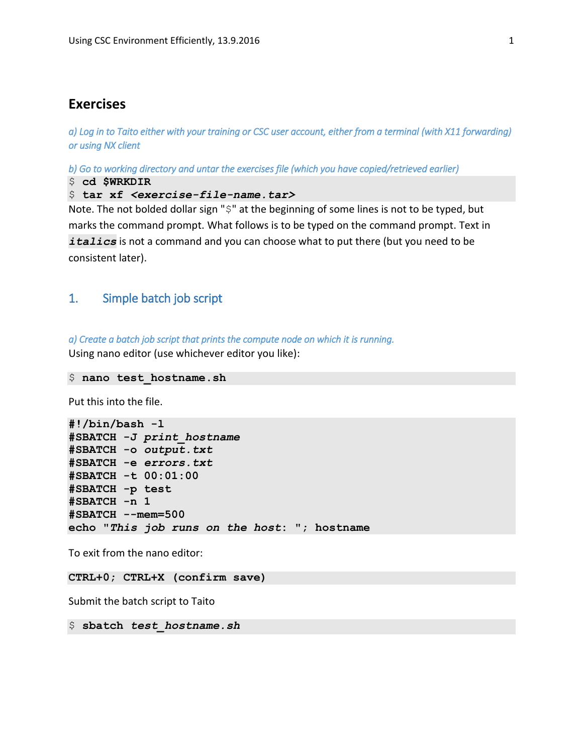## Exercises

*a) Log in to Taito either with your training or CSC user account, either from a terminal (with X11 forwarding) or using NX client*

*b) Go to working directory and untar the exercises file (which you have copied/retrieved earlier)*

```
$ cd $WRKDIR
$ tar xf <exercise-file-name.tar>
```

Note. The not bolded dollar sign "$" at the beginning of some lines is not to be typed, but marks the command prompt. What follows is to be typed on the command prompt. Text in ***italics*** is not a command and you can choose what to put there (but you need to be consistent later).

## 1. Simple batch job script

*a) Create a batch job script that prints the compute node on which it is running.*

Using nano editor (use whichever editor you like):

```
$ nano test_hostname.sh
```

Put this into the file.

```
#!/bin/bash -l
#SBATCH -J print_hostname
#SBATCH -o output.txt
#SBATCH -e errors.txt
#SBATCH -t 00:01:00
#SBATCH -p test
#SBATCH -n 1
#SBATCH --mem=500
echo "This job runs on the host: "; hostname
```

To exit from the nano editor:

```
CTRL+O; CTRL+X (confirm save)
```

Submit the batch script to Taito

```
$ sbatch test_hostname.sh
```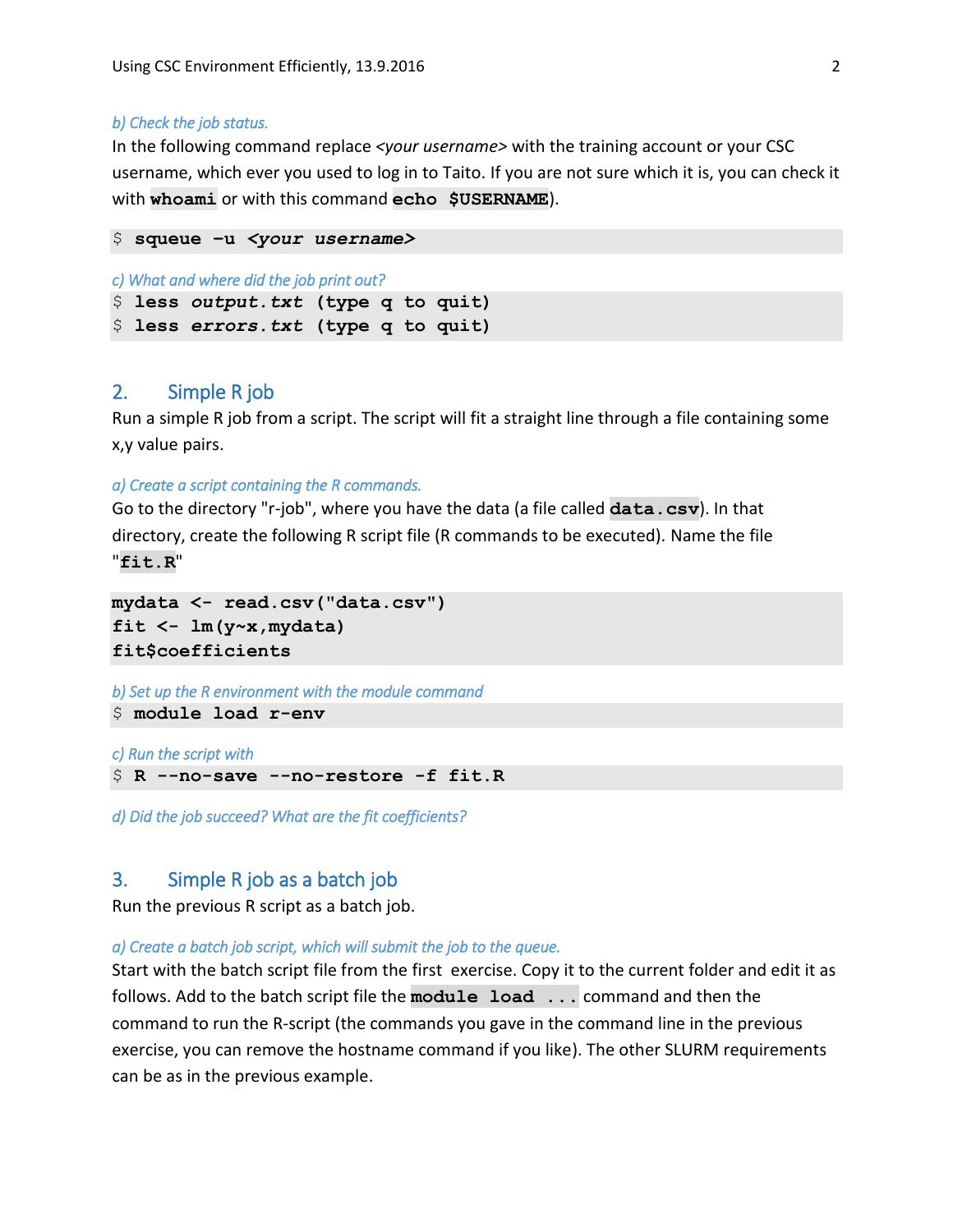*b) Check the job status.*

In the following command replace *<your username>* with the training account or your CSC username, which ever you used to log in to Taito. If you are not sure which it is, you can check it with **whoami** or with this command **echo $USERNAME**).

```
$ squeue –u <your username>
```

*c) What and where did the job print out?*

```
$ less output.txt (type q to quit)
$ less errors.txt (type q to quit)
```

## 2. Simple R job

Run a simple R job from a script. The script will fit a straight line through a file containing some x,y value pairs.

*a) Create a script containing the R commands.*

Go to the directory "r-job", where you have the data (a file called **data.csv**). In that directory, create the following R script file (R commands to be executed). Name the file "**fit.R**"

```
mydata <- read.csv("data.csv")
fit <- lm(y~x,mydata)
fit$coefficients
```

*b) Set up the R environment with the module command*

```
$ module load r-env
```

*c) Run the script with*

```
$ R --no-save --no-restore -f fit.R
```

*d) Did the job succeed? What are the fit coefficients?*

## 3. Simple R job as a batch job

Run the previous R script as a batch job.

*a) Create a batch job script, which will submit the job to the queue.*

Start with the batch script file from the first exercise. Copy it to the current folder and edit it as follows. Add to the batch script file the **module load ...** command and then the command to run the R-script (the commands you gave in the command line in the previous exercise, you can remove the hostname command if you like). The other SLURM requirements can be as in the previous example.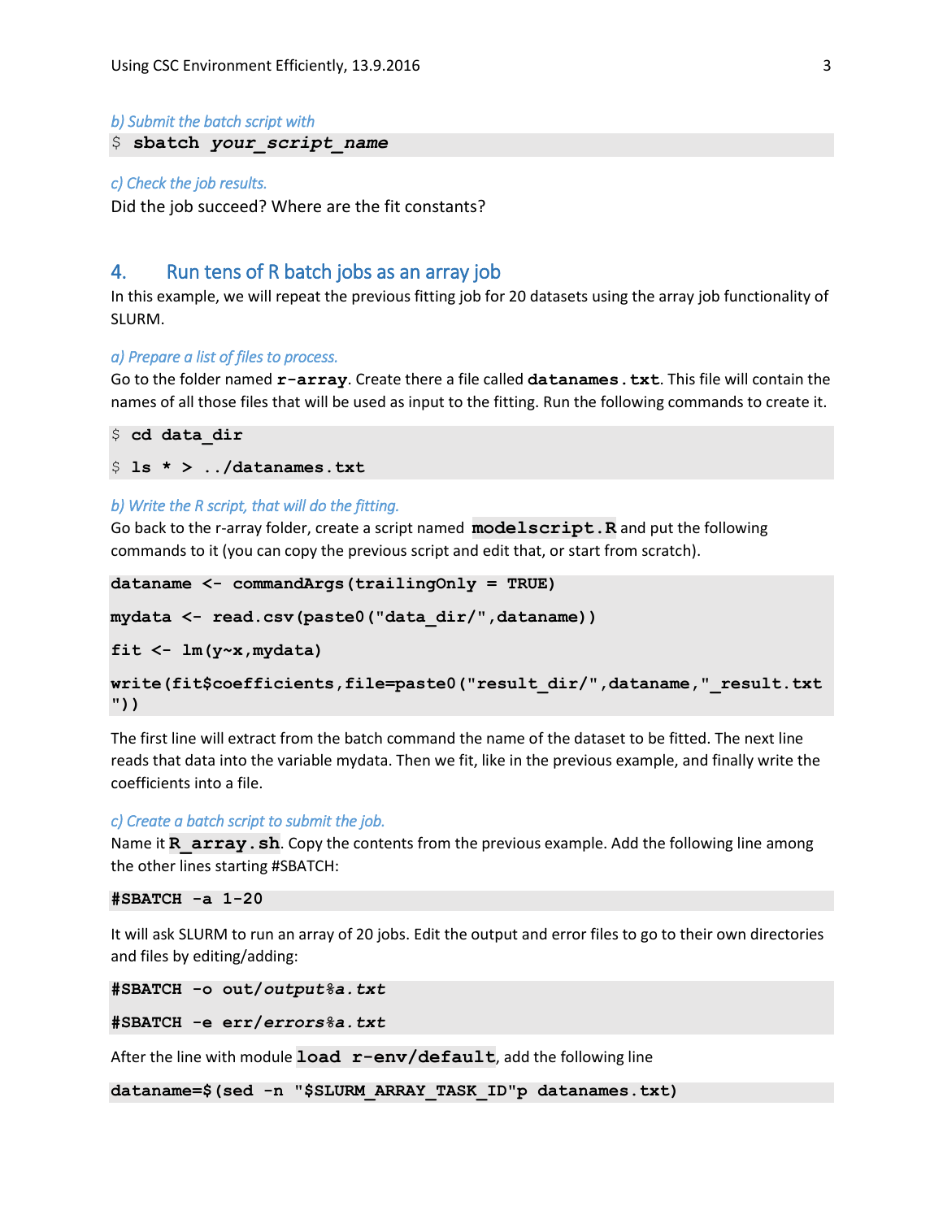*b) Submit the batch script with*

```
$ sbatch your_script_name
```

*c) Check the job results.*

Did the job succeed? Where are the fit constants?

## 4. Run tens of R batch jobs as an array job

In this example, we will repeat the previous fitting job for 20 datasets using the array job functionality of SLURM.

*a) Prepare a list of files to process.*

Go to the folder named **r-array**. Create there a file called **datanames.txt**. This file will contain the names of all those files that will be used as input to the fitting. Run the following commands to create it.

```
$ cd data_dir
$ ls * > ../datanames.txt
```

*b) Write the R script, that will do the fitting.*

Go back to the r-array folder, create a script named **modelscript.R** and put the following commands to it (you can copy the previous script and edit that, or start from scratch).

```
dataname <- commandArgs(trailingOnly = TRUE)
mydata <- read.csv(paste0("data_dir/",dataname))
fit <- lm(y~x,mydata)
write(fit$coefficients,file=paste0("result_dir/",dataname,"_result.txt
"))
```

The first line will extract from the batch command the name of the dataset to be fitted. The next line reads that data into the variable mydata. Then we fit, like in the previous example, and finally write the coefficients into a file.

*c) Create a batch script to submit the job.*

Name it **R_array.sh**. Copy the contents from the previous example. Add the following line among the other lines starting #SBATCH:

```
#SBATCH -a 1-20
```

It will ask SLURM to run an array of 20 jobs. Edit the output and error files to go to their own directories and files by editing/adding:

```
#SBATCH -o out/output%a.txt
#SBATCH -e err/errors%a.txt
```

After the line with module **load r-env/default**, add the following line

```
dataname=$(sed -n "$SLURM_ARRAY_TASK_ID"p datanames.txt)
```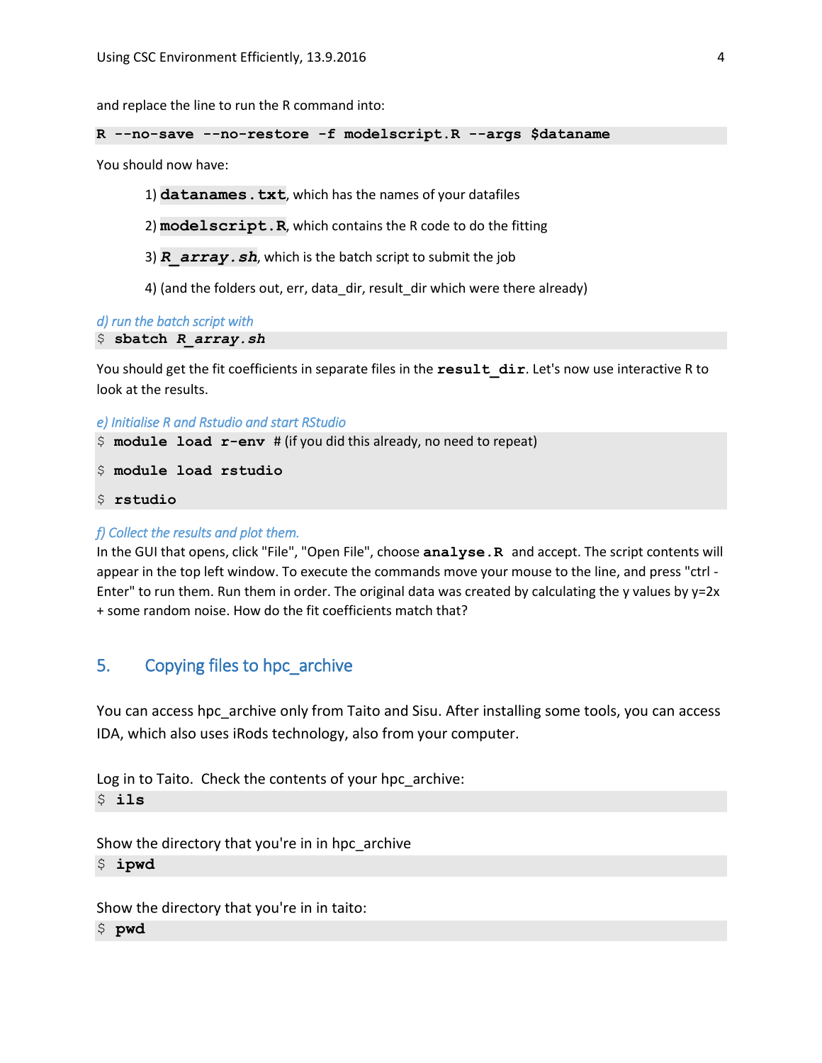and replace the line to run the R command into:

```
R --no-save --no-restore -f modelscript.R --args $dataname
```

You should now have:

1) **datanames.txt**, which has the names of your datafiles

2) **modelscript.R**, which contains the R code to do the fitting

3) ***R_array.sh***, which is the batch script to submit the job

4) (and the folders out, err, data_dir, result_dir which were there already)

*d) run the batch script with*

```
$ sbatch R_array.sh
```

You should get the fit coefficients in separate files in the **result_dir**. Let's now use interactive R to look at the results.

*e) Initialise R and Rstudio and start RStudio*

```
$ module load r-env # (if you did this already, no need to repeat)

$ module load rstudio

$ rstudio
```

*f) Collect the results and plot them.*

In the GUI that opens, click "File", "Open File", choose **analyse.R** and accept. The script contents will appear in the top left window. To execute the commands move your mouse to the line, and press "ctrl - Enter" to run them. Run them in order. The original data was created by calculating the y values by y=2x + some random noise. How do the fit coefficients match that?

## 5. Copying files to hpc_archive

You can access hpc_archive only from Taito and Sisu. After installing some tools, you can access IDA, which also uses iRods technology, also from your computer.

Log in to Taito. Check the contents of your hpc_archive:

```
$ ils
```

Show the directory that you're in in hpc_archive

```
$ ipwd
```

Show the directory that you're in in taito:

```
$ pwd
```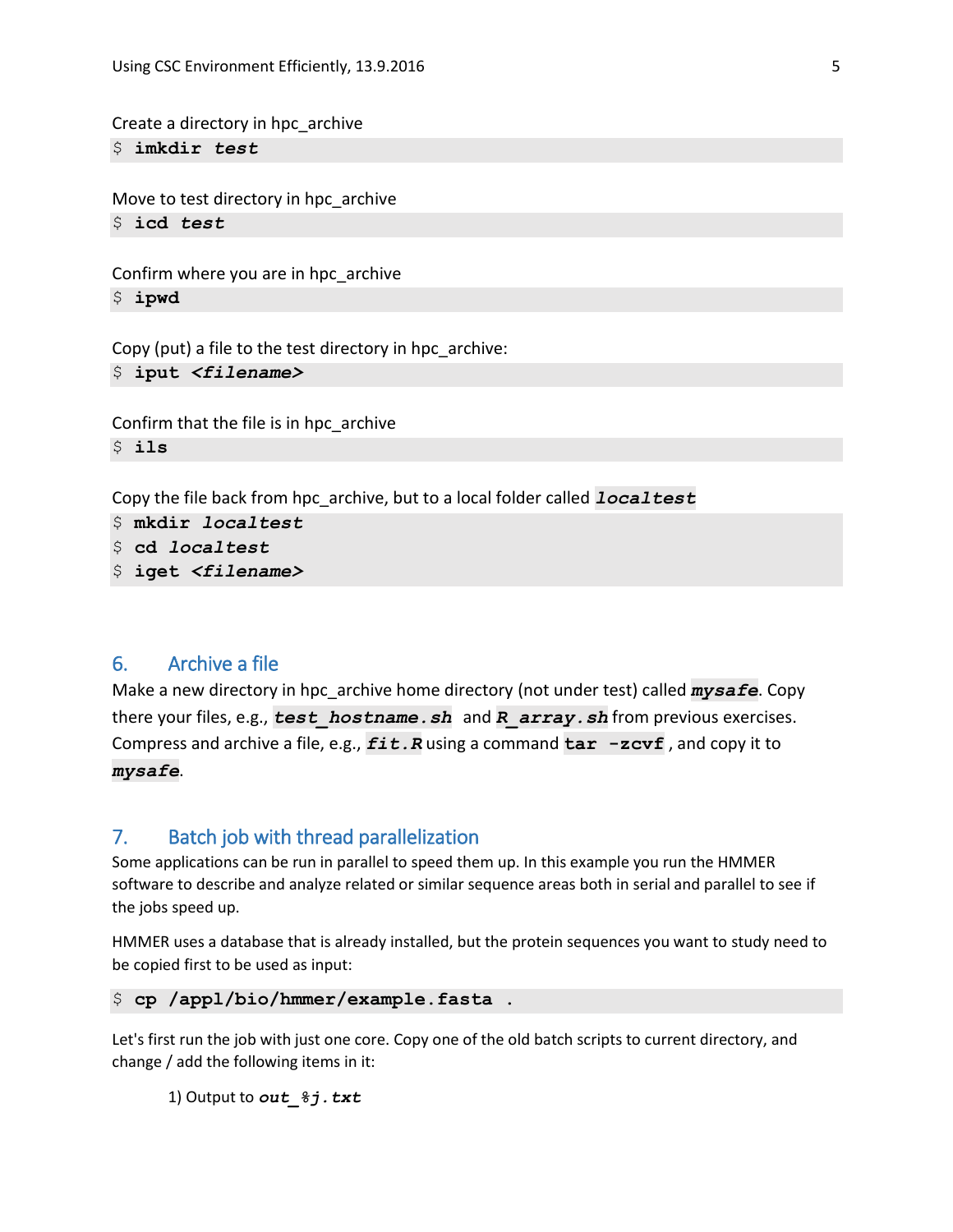Create a directory in hpc_archive

```
$ imkdir test
```

Move to test directory in hpc_archive

```
$ icd test
```

Confirm where you are in hpc_archive

```
$ ipwd
```

Copy (put) a file to the test directory in hpc_archive:

```
$ iput <filename>
```

Confirm that the file is in hpc_archive

```
$ ils
```

Copy the file back from hpc_archive, but to a local folder called `localtest`

```
$ mkdir localtest
$ cd localtest
$ iget <filename>
```

## 6. Archive a file

Make a new directory in hpc_archive home directory (not under test) called `mysafe`. Copy there your files, e.g., `test_hostname.sh` and `R_array.sh` from previous exercises. Compress and archive a file, e.g., `fit.R` using a command `tar -zcvf`, and copy it to `mysafe`.

## 7. Batch job with thread parallelization

Some applications can be run in parallel to speed them up. In this example you run the HMMER software to describe and analyze related or similar sequence areas both in serial and parallel to see if the jobs speed up.

HMMER uses a database that is already installed, but the protein sequences you want to study need to be copied first to be used as input:

```
$ cp /appl/bio/hmmer/example.fasta .
```

Let's first run the job with just one core. Copy one of the old batch scripts to current directory, and change / add the following items in it:

1) Output to `out_%j.txt`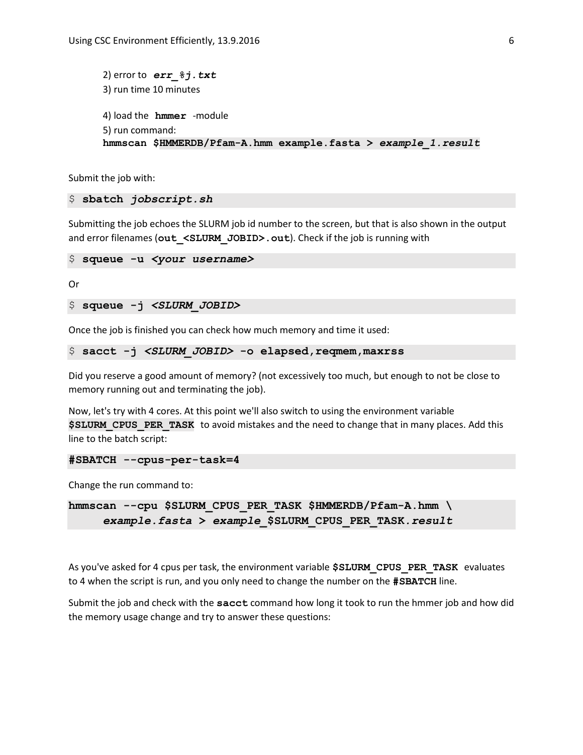2) error to ***err_%j.txt***

3) run time 10 minutes

4) load the **hmmer** -module

5) run command:

**hmmscan $HMMERDB/Pfam-A.hmm example.fasta >** ***example_1.result***

Submit the job with:

```
$ sbatch jobscript.sh
```

Submitting the job echoes the SLURM job id number to the screen, but that is also shown in the output and error filenames (**out_<SLURM_JOBID>.out**). Check if the job is running with

```
$ squeue -u <your username>
```

Or

```
$ squeue -j <SLURM_JOBID>
```

Once the job is finished you can check how much memory and time it used:

```
$ sacct -j <SLURM_JOBID> -o elapsed,reqmem,maxrss
```

Did you reserve a good amount of memory? (not excessively too much, but enough to not be close to memory running out and terminating the job).

Now, let's try with 4 cores. At this point we'll also switch to using the environment variable **$SLURM_CPUS_PER_TASK** to avoid mistakes and the need to change that in many places. Add this line to the batch script:

```
#SBATCH --cpus-per-task=4
```

Change the run command to:

```
hmmscan --cpu $SLURM_CPUS_PER_TASK $HMMERDB/Pfam-A.hmm \
     example.fasta > example_$SLURM_CPUS_PER_TASK.result
```

As you've asked for 4 cpus per task, the environment variable **$SLURM_CPUS_PER_TASK** evaluates to 4 when the script is run, and you only need to change the number on the **#SBATCH** line.

Submit the job and check with the **sacct** command how long it took to run the hmmer job and how did the memory usage change and try to answer these questions: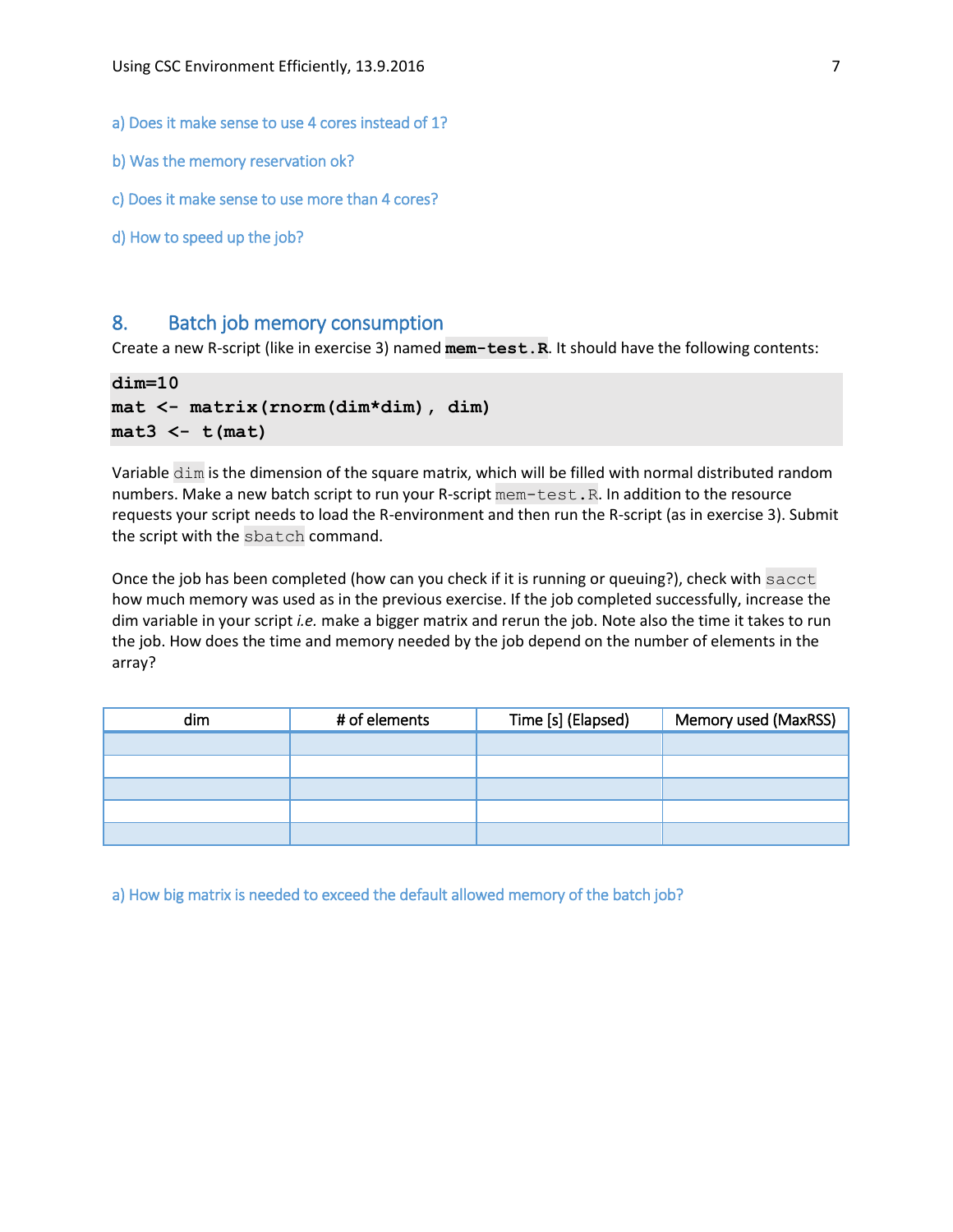a) Does it make sense to use 4 cores instead of 1?

b) Was the memory reservation ok?

c) Does it make sense to use more than 4 cores?

d) How to speed up the job?

## 8. Batch job memory consumption

Create a new R-script (like in exercise 3) named **mem-test.R**. It should have the following contents:

```
dim=10
mat <- matrix(rnorm(dim*dim), dim)
mat3 <- t(mat)
```

Variable `dim` is the dimension of the square matrix, which will be filled with normal distributed random numbers. Make a new batch script to run your R-script `mem-test.R`. In addition to the resource requests your script needs to load the R-environment and then run the R-script (as in exercise 3). Submit the script with the `sbatch` command.

Once the job has been completed (how can you check if it is running or queuing?), check with `sacct` how much memory was used as in the previous exercise. If the job completed successfully, increase the dim variable in your script *i.e.* make a bigger matrix and rerun the job. Note also the time it takes to run the job. How does the time and memory needed by the job depend on the number of elements in the array?

| dim | # of elements | Time [s] (Elapsed) | Memory used (MaxRSS) |
|---|---|---|---|
| | | | |
| | | | |
| | | | |
| | | | |
| | | | |

a) How big matrix is needed to exceed the default allowed memory of the batch job?